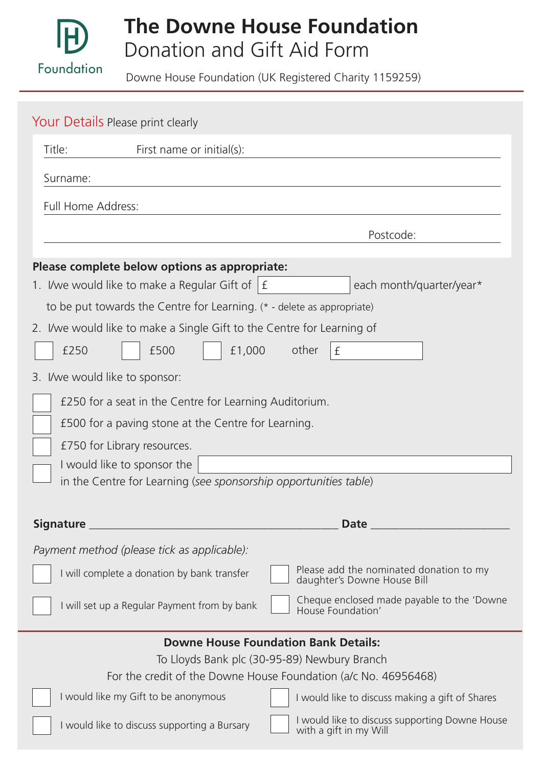# The Downe House Foundation

## Donation and Gift Aid Form

Downe House Foundation (UK Registered Charity 1159259)

## Your Details Please print clearly

Title: First name or initial(s): ______________________

Surname: ______________________

Full Home Address: ______________________

______________________ Postcode: __________

**Please complete below options as appropriate:**

1. I/we would like to make a Regular Gift of £ ________ each month/quarter/year*
   to be put towards the Centre for Learning. (* - delete as appropriate)
2. I/we would like to make a Single Gift to the Centre for Learning of
   ☐ £250 ☐ £500 ☐ £1,000 other £ ________
3. I/we would like to sponsor:
   - ☐ £250 for a seat in the Centre for Learning Auditorium.
   - ☐ £500 for a paving stone at the Centre for Learning.
   - ☐ £750 for Library resources.
   - ☐ I would like to sponsor the ______________________ in the Centre for Learning (*see sponsorship opportunities table*)

**Signature** ______________________ **Date** ______________________

*Payment method (please tick as applicable):*

- ☐ I will complete a donation by bank transfer
- ☐ Please add the nominated donation to my daughter's Downe House Bill
- ☐ I will set up a Regular Payment from by bank
- ☐ Cheque enclosed made payable to the 'Downe House Foundation'

**Downe House Foundation Bank Details:**

To Lloyds Bank plc (30-95-89) Newbury Branch

For the credit of the Downe House Foundation (a/c No. 46956468)

- ☐ I would like my Gift to be anonymous
- ☐ I would like to discuss making a gift of Shares
- ☐ I would like to discuss supporting a Bursary
- ☐ I would like to discuss supporting Downe House with a gift in my Will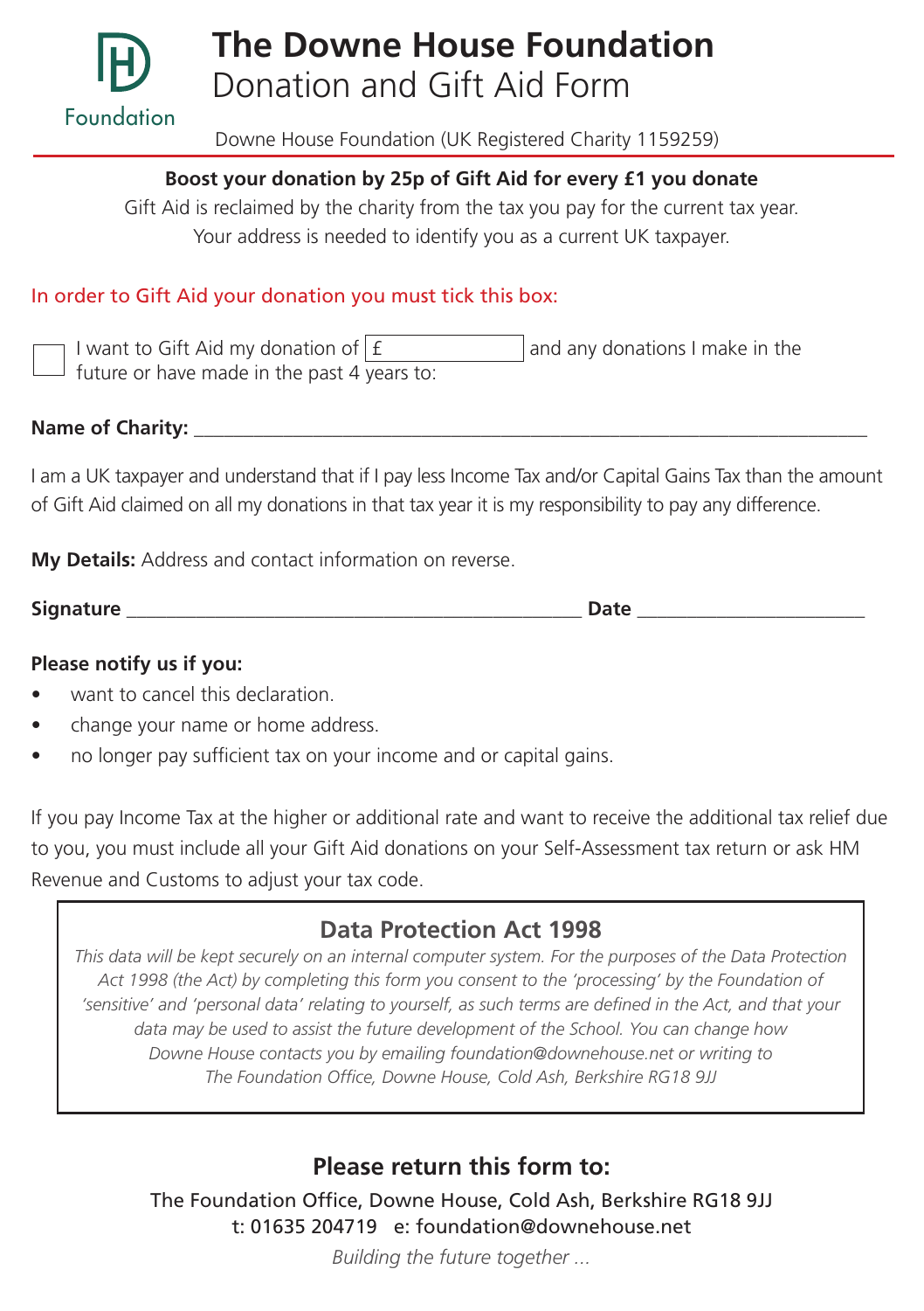Foundation

# The Downe House Foundation
## Donation and Gift Aid Form

Downe House Foundation (UK Registered Charity 1159259)

**Boost your donation by 25p of Gift Aid for every £1 you donate**

Gift Aid is reclaimed by the charity from the tax you pay for the current tax year. Your address is needed to identify you as a current UK taxpayer.

In order to Gift Aid your donation you must tick this box:

☐ I want to Gift Aid my donation of £ ____________ and any donations I make in the future or have made in the past 4 years to:

**Name of Charity:** ____________________________________________

I am a UK taxpayer and understand that if I pay less Income Tax and/or Capital Gains Tax than the amount of Gift Aid claimed on all my donations in that tax year it is my responsibility to pay any difference.

**My Details:** Address and contact information on reverse.

**Signature** ______________________________ **Date** ____________________

**Please notify us if you:**

- want to cancel this declaration.
- change your name or home address.
- no longer pay sufficient tax on your income and or capital gains.

If you pay Income Tax at the higher or additional rate and want to receive the additional tax relief due to you, you must include all your Gift Aid donations on your Self-Assessment tax return or ask HM Revenue and Customs to adjust your tax code.

### Data Protection Act 1998

*This data will be kept securely on an internal computer system. For the purposes of the Data Protection Act 1998 (the Act) by completing this form you consent to the 'processing' by the Foundation of 'sensitive' and 'personal data' relating to yourself, as such terms are defined in the Act, and that your data may be used to assist the future development of the School. You can change how Downe House contacts you by emailing foundation@downehouse.net or writing to The Foundation Office, Downe House, Cold Ash, Berkshire RG18 9JJ*

### Please return this form to:

The Foundation Office, Downe House, Cold Ash, Berkshire RG18 9JJ
t: 01635 204719 e: foundation@downehouse.net

*Building the future together ...*